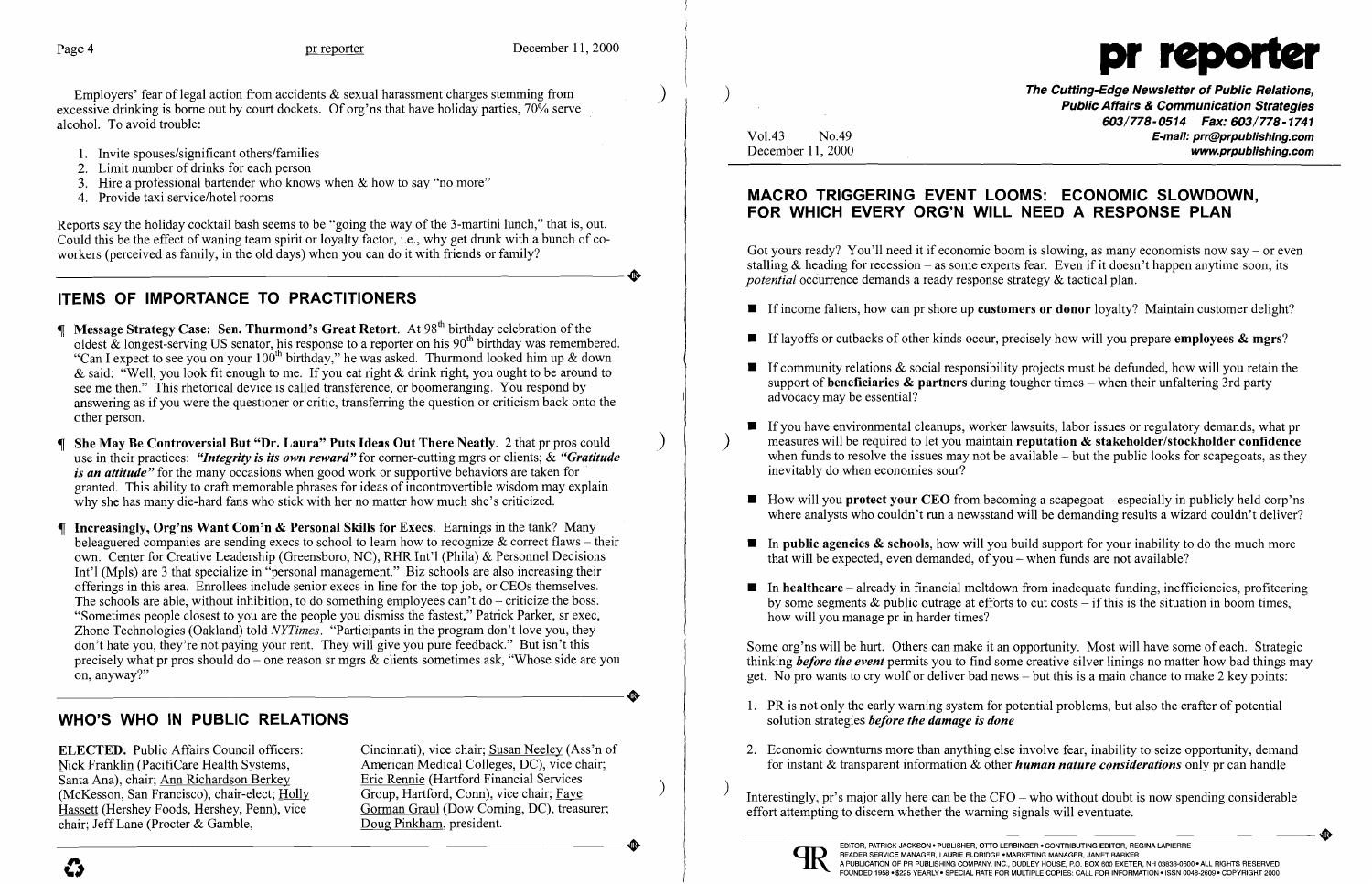Employers' fear of legal action from accidents & sexual harassment charges stemming from excessive drinking is borne out by court dockets. Of org'ns that have holiday parties, 70% serve alcohol. To avoid trouble:

1. Invite spouses/significant others/families
2. Limit number of drinks for each person
3. Hire a professional bartender who knows when & how to say "no more"
4. Provide taxi service/hotel rooms

Reports say the holiday cocktail bash seems to be "going the way of the 3-martini lunch," that is, out. Could this be the effect of waning team spirit or loyalty factor, i.e., why get drunk with a bunch of co-workers (perceived as family, in the old days) when you can do it with friends or family?

## ITEMS OF IMPORTANCE TO PRACTITIONERS

¶ **Message Strategy Case: Sen. Thurmond's Great Retort**. At 98th birthday celebration of the oldest & longest-serving US senator, his response to a reporter on his 90th birthday was remembered. "Can I expect to see you on your 100th birthday," he was asked. Thurmond looked him up & down & said: "Well, you look fit enough to me. If you eat right & drink right, you ought to be around to see me then." This rhetorical device is called transference, or boomeranging. You respond by answering as if you were the questioner or critic, transferring the question or criticism back onto the other person.

¶ **She May Be Controversial But "Dr. Laura" Puts Ideas Out There Neatly**. 2 that pr pros could use in their practices: ***"Integrity is its own reward"*** for corner-cutting mgrs or clients; & ***"Gratitude is an attitude"*** for the many occasions when good work or supportive behaviors are taken for granted. This ability to craft memorable phrases for ideas of incontrovertible wisdom may explain why she has many die-hard fans who stick with her no matter how much she's criticized.

¶ **Increasingly, Org'ns Want Com'n & Personal Skills for Execs**. Earnings in the tank? Many beleaguered companies are sending execs to school to learn how to recognize & correct flaws – their own. Center for Creative Leadership (Greensboro, NC), RHR Int'l (Phila) & Personnel Decisions Int'l (Mpls) are 3 that specialize in "personal management." Biz schools are also increasing their offerings in this area. Enrollees include senior execs in line for the top job, or CEOs themselves. The schools are able, without inhibition, to do something employees can't do – criticize the boss. "Sometimes people closest to you are the people you dismiss the fastest," Patrick Parker, sr exec, Zhone Technologies (Oakland) told *NYTimes*. "Participants in the program don't love you, they don't hate you, they're not paying your rent. They will give you pure feedback." But isn't this precisely what pr pros should do – one reason sr mgrs & clients sometimes ask, "Whose side are you on, anyway?"

## WHO'S WHO IN PUBLIC RELATIONS

**ELECTED.** Public Affairs Council officers: Nick Franklin (PacifiCare Health Systems, Santa Ana), chair; Ann Richardson Berkey (McKesson, San Francisco), chair-elect; Holly Hassett (Hershey Foods, Hershey, Penn), vice chair; Jeff Lane (Procter & Gamble, Cincinnati), vice chair; Susan Neeley (Ass'n of American Medical Colleges, DC), vice chair; Eric Rennie (Hartford Financial Services Group, Hartford, Conn), vice chair; Faye Gorman Graul (Dow Corning, DC), treasurer; Doug Pinkham, president.

# pr reporter

**The Cutting-Edge Newsletter of Public Relations, Public Affairs & Communication Strategies**
603/778-0514 Fax: 603/778-1741
E-mail: prr@prpublishing.com
www.prpublishing.com

Vol.43 No.49
December 11, 2000

## MACRO TRIGGERING EVENT LOOMS: ECONOMIC SLOWDOWN, FOR WHICH EVERY ORG'N WILL NEED A RESPONSE PLAN

Got yours ready? You'll need it if economic boom is slowing, as many economists now say – or even stalling & heading for recession – as some experts fear. Even if it doesn't happen anytime soon, its *potential* occurrence demands a ready response strategy & tactical plan.

- If income falters, how can pr shore up **customers or donor** loyalty? Maintain customer delight?
- If layoffs or cutbacks of other kinds occur, precisely how will you prepare **employees & mgrs**?
- If community relations & social responsibility projects must be defunded, how will you retain the support of **beneficiaries & partners** during tougher times – when their unfaltering 3rd party advocacy may be essential?
- If you have environmental cleanups, worker lawsuits, labor issues or regulatory demands, what pr measures will be required to let you maintain **reputation & stakeholder/stockholder confidence** when funds to resolve the issues may not be available – but the public looks for scapegoats, as they inevitably do when economies sour?
- How will you **protect your CEO** from becoming a scapegoat – especially in publicly held corp'ns where analysts who couldn't run a newsstand will be demanding results a wizard couldn't deliver?
- In **public agencies & schools**, how will you build support for your inability to do the much more that will be expected, even demanded, of you – when funds are not available?
- In **healthcare** – already in financial meltdown from inadequate funding, inefficiencies, profiteering by some segments & public outrage at efforts to cut costs – if this is the situation in boom times, how will you manage pr in harder times?

Some org'ns will be hurt. Others can make it an opportunity. Most will have some of each. Strategic thinking ***before the event*** permits you to find some creative silver linings no matter how bad things may get. No pro wants to cry wolf or deliver bad news – but this is a main chance to make 2 key points:

1. PR is not only the early warning system for potential problems, but also the crafter of potential solution strategies ***before the damage is done***
2. Economic downturns more than anything else involve fear, inability to seize opportunity, demand for instant & transparent information & other ***human nature considerations*** only pr can handle

Interestingly, pr's major ally here can be the CFO – who without doubt is now spending considerable effort attempting to discern whether the warning signals will eventuate.

EDITOR, PATRICK JACKSON • PUBLISHER, OTTO LERBINGER • CONTRIBUTING EDITOR, REGINA LAPIERRE
READER SERVICE MANAGER, LAURIE ELDRIDGE • MARKETING MANAGER, JANET BARKER
A PUBLICATION OF PR PUBLISHING COMPANY, INC., DUDLEY HOUSE, P.O. BOX 600 EXETER, NH 03833-0600 • ALL RIGHTS RESERVED
FOUNDED 1958 • $225 YEARLY • SPECIAL RATE FOR MULTIPLE COPIES: CALL FOR INFORMATION • ISSN 0048-2609 • COPYRIGHT 2000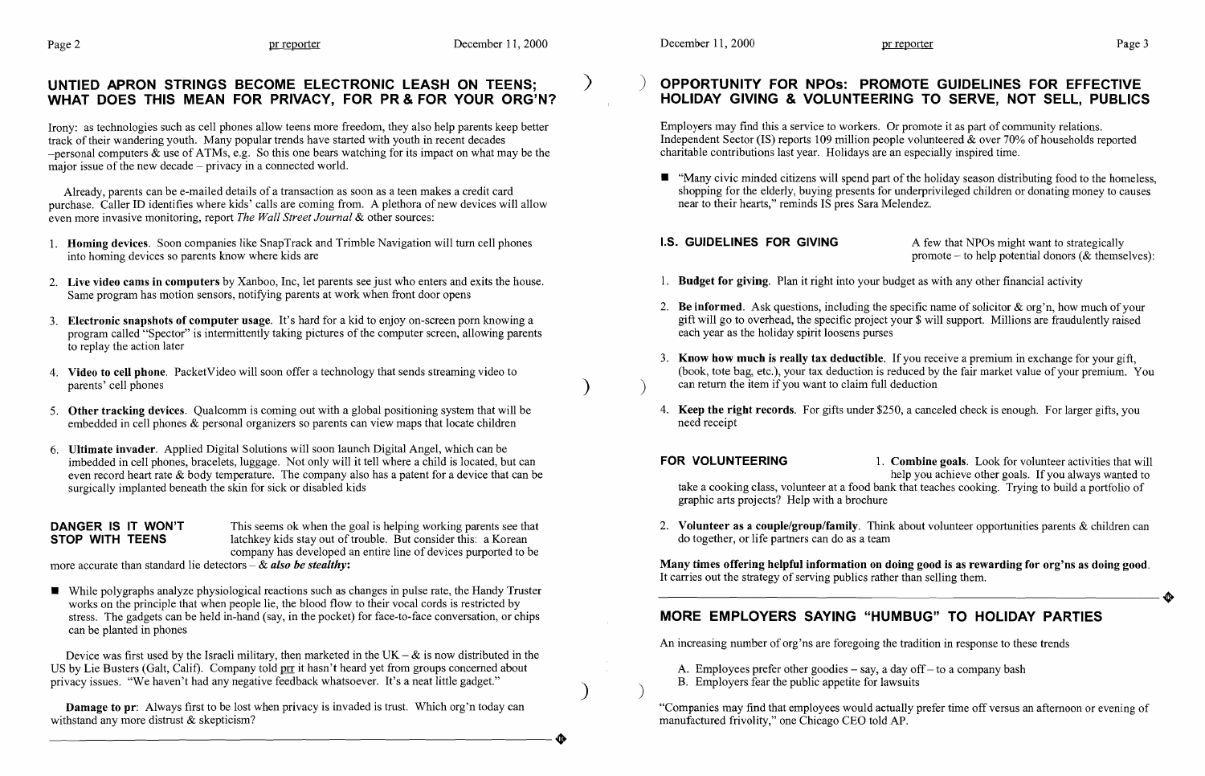## UNTIED APRON STRINGS BECOME ELECTRONIC LEASH ON TEENS; WHAT DOES THIS MEAN FOR PRIVACY, FOR PR & FOR YOUR ORG'N?

Irony: as technologies such as cell phones allow teens more freedom, they also help parents keep better track of their wandering youth. Many popular trends have started with youth in recent decades –personal computers & use of ATMs, e.g. So this one bears watching for its impact on what may be the major issue of the new decade – privacy in a connected world.

Already, parents can be e-mailed details of a transaction as soon as a teen makes a credit card purchase. Caller ID identifies where kids' calls are coming from. A plethora of new devices will allow even more invasive monitoring, report *The Wall Street Journal* & other sources:

1. **Homing devices**. Soon companies like SnapTrack and Trimble Navigation will turn cell phones into homing devices so parents know where kids are
2. **Live video cams in computers** by Xanboo, Inc, let parents see just who enters and exits the house. Same program has motion sensors, notifying parents at work when front door opens
3. **Electronic snapshots of computer usage**. It's hard for a kid to enjoy on-screen porn knowing a program called "Spector" is intermittently taking pictures of the computer screen, allowing parents to replay the action later
4. **Video to cell phone**. PacketVideo will soon offer a technology that sends streaming video to parents' cell phones
5. **Other tracking devices**. Qualcomm is coming out with a global positioning system that will be embedded in cell phones & personal organizers so parents can view maps that locate children
6. **Ultimate invader**. Applied Digital Solutions will soon launch Digital Angel, which can be imbedded in cell phones, bracelets, luggage. Not only will it tell where a child is located, but can even record heart rate & body temperature. The company also has a patent for a device that can be surgically implanted beneath the skin for sick or disabled kids

**DANGER IS IT WON'T STOP WITH TEENS**

This seems ok when the goal is helping working parents see that latchkey kids stay out of trouble. But consider this: a Korean company has developed an entire line of devices purported to be more accurate than standard lie detectors – & ***also be stealthy***:

- While polygraphs analyze physiological reactions such as changes in pulse rate, the Handy Truster works on the principle that when people lie, the blood flow to their vocal cords is restricted by stress. The gadgets can be held in-hand (say, in the pocket) for face-to-face conversation, or chips can be planted in phones

Device was first used by the Israeli military, then marketed in the UK – & is now distributed in the US by Lie Busters (Galt, Calif). Company told prr it hasn't heard yet from groups concerned about privacy issues. "We haven't had any negative feedback whatsoever. It's a neat little gadget."

**Damage to pr**: Always first to be lost when privacy is invaded is trust. Which org'n today can withstand any more distrust & skepticism?

## OPPORTUNITY FOR NPOs: PROMOTE GUIDELINES FOR EFFECTIVE HOLIDAY GIVING & VOLUNTEERING TO SERVE, NOT SELL, PUBLICS

Employers may find this a service to workers. Or promote it as part of community relations. Independent Sector (IS) reports 109 million people volunteered & over 70% of households reported charitable contributions last year. Holidays are an especially inspired time.

- "Many civic minded citizens will spend part of the holiday season distributing food to the homeless, shopping for the elderly, buying presents for underprivileged children or donating money to causes near to their hearts," reminds IS pres Sara Melendez.

**I.S. GUIDELINES FOR GIVING**

A few that NPOs might want to strategically promote – to help potential donors (& themselves):

1. **Budget for giving**. Plan it right into your budget as with any other financial activity
2. **Be informed**. Ask questions, including the specific name of solicitor & org'n, how much of your gift will go to overhead, the specific project your $ will support. Millions are fraudulently raised each year as the holiday spirit loosens purses
3. **Know how much is really tax deductible**. If you receive a premium in exchange for your gift, (book, tote bag, etc.), your tax deduction is reduced by the fair market value of your premium. You can return the item if you want to claim full deduction
4. **Keep the right records**. For gifts under $250, a canceled check is enough. For larger gifts, you need receipt

**FOR VOLUNTEERING**

1. **Combine goals**. Look for volunteer activities that will help you achieve other goals. If you always wanted to take a cooking class, volunteer at a food bank that teaches cooking. Trying to build a portfolio of graphic arts projects? Help with a brochure
2. **Volunteer as a couple/group/family**. Think about volunteer opportunities parents & children can do together, or life partners can do as a team

**Many times offering helpful information on doing good is as rewarding for org'ns as doing good**. It carries out the strategy of serving publics rather than selling them.

## MORE EMPLOYERS SAYING "HUMBUG" TO HOLIDAY PARTIES

An increasing number of org'ns are foregoing the tradition in response to these trends

A. Employees prefer other goodies – say, a day off – to a company bash
B. Employers fear the public appetite for lawsuits

"Companies may find that employees would actually prefer time off versus an afternoon or evening of manufactured frivolity," one Chicago CEO told AP.